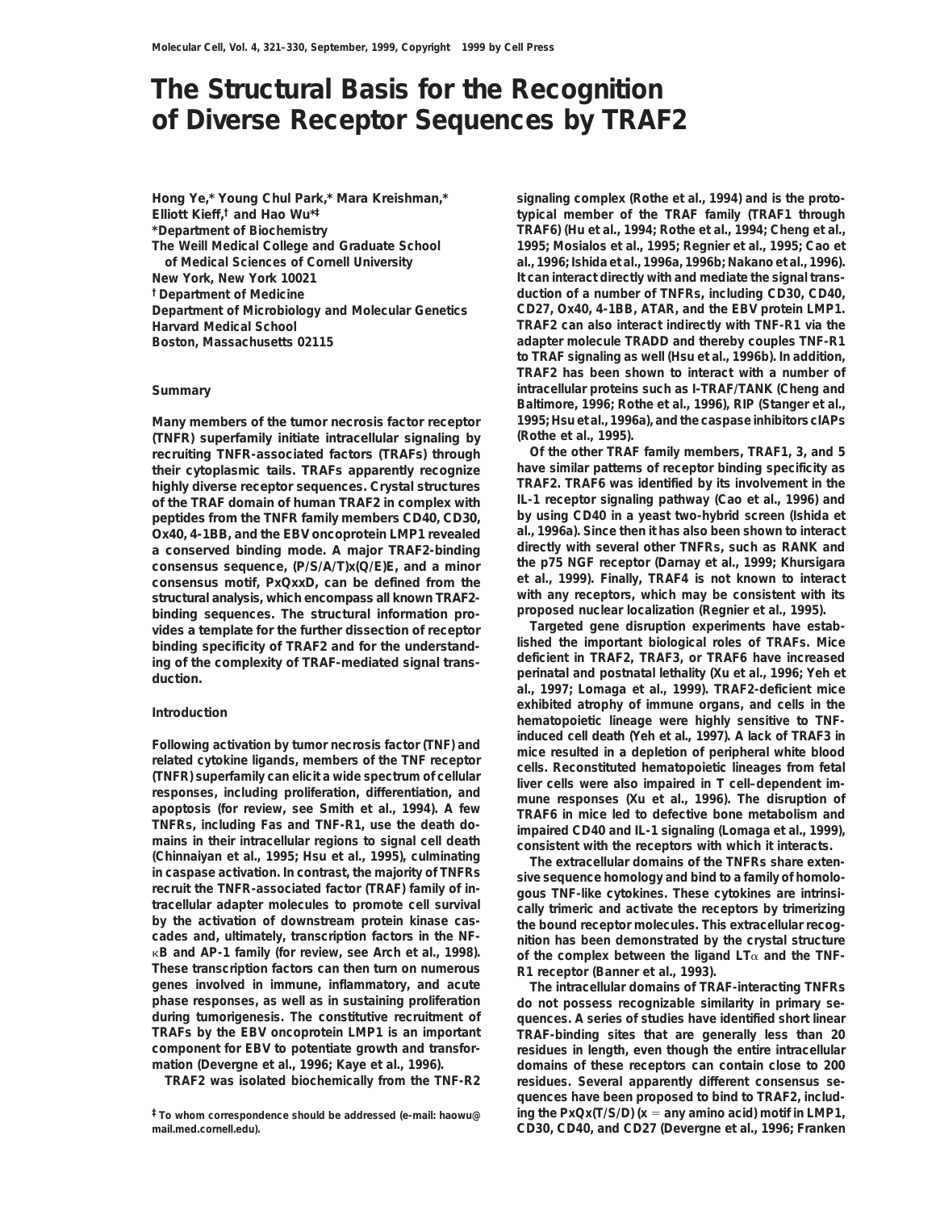# The Structural Basis for the Recognition of Diverse Receptor Sequences by TRAF2

Hong Ye,* Young Chul Park,* Mara Kreishman,* Elliott Kieff,† and Hao Wu*‡

*Department of Biochemistry
The Weill Medical College and Graduate School of Medical Sciences of Cornell University
New York, New York 10021

† Department of Medicine
Department of Microbiology and Molecular Genetics
Harvard Medical School
Boston, Massachusetts 02115

## Summary

**Many members of the tumor necrosis factor receptor (TNFR) superfamily initiate intracellular signaling by recruiting TNFR-associated factors (TRAFs) through their cytoplasmic tails. TRAFs apparently recognize highly diverse receptor sequences. Crystal structures of the TRAF domain of human TRAF2 in complex with peptides from the TNFR family members CD40, CD30, Ox40, 4-1BB, and the EBV oncoprotein LMP1 revealed a conserved binding mode. A major TRAF2-binding consensus sequence, (P/S/A/T)x(Q/E)E, and a minor consensus motif, PxQxxD, can be defined from the structural analysis, which encompass all known TRAF2-binding sequences. The structural information provides a template for the further dissection of receptor binding specificity of TRAF2 and for the understanding of the complexity of TRAF-mediated signal transduction.**

## Introduction

Following activation by tumor necrosis factor (TNF) and related cytokine ligands, members of the TNF receptor (TNFR) superfamily can elicit a wide spectrum of cellular responses, including proliferation, differentiation, and apoptosis (for review, see Smith et al., 1994). A few TNFRs, including Fas and TNF-R1, use the death domains in their intracellular regions to signal cell death (Chinnaiyan et al., 1995; Hsu et al., 1995), culminating in caspase activation. In contrast, the majority of TNFRs recruit the TNFR-associated factor (TRAF) family of intracellular adapter molecules to promote cell survival by the activation of downstream protein kinase cascades and, ultimately, transcription factors in the NF-κB and AP-1 family (for review, see Arch et al., 1998). These transcription factors can then turn on numerous genes involved in immune, inflammatory, and acute phase responses, as well as in sustaining proliferation during tumorigenesis. The constitutive recruitment of TRAFs by the EBV oncoprotein LMP1 is an important component for EBV to potentiate growth and transformation (Devergne et al., 1996; Kaye et al., 1996).

TRAF2 was isolated biochemically from the TNF-R2 signaling complex (Rothe et al., 1994) and is the prototypical member of the TRAF family (TRAF1 through TRAF6) (Hu et al., 1994; Rothe et al., 1994; Cheng et al., 1995; Mosialos et al., 1995; Regnier et al., 1995; Cao et al., 1996; Ishida et al., 1996a, 1996b; Nakano et al., 1996). It can interact directly with and mediate the signal transduction of a number of TNFRs, including CD30, CD40, CD27, Ox40, 4-1BB, ATAR, and the EBV protein LMP1. TRAF2 can also interact indirectly with TNF-R1 via the adapter molecule TRADD and thereby couples TNF-R1 to TRAF signaling as well (Hsu et al., 1996b). In addition, TRAF2 has been shown to interact with a number of intracellular proteins such as I-TRAF/TANK (Cheng and Baltimore, 1996; Rothe et al., 1996), RIP (Stanger et al., 1995; Hsu et al., 1996a), and the caspase inhibitors cIAPs (Rothe et al., 1995).

Of the other TRAF family members, TRAF1, 3, and 5 have similar patterns of receptor binding specificity as TRAF2. TRAF6 was identified by its involvement in the IL-1 receptor signaling pathway (Cao et al., 1996) and by using CD40 in a yeast two-hybrid screen (Ishida et al., 1996a). Since then it has also been shown to interact directly with several other TNFRs, such as RANK and the p75 NGF receptor (Darnay et al., 1999; Khursigara et al., 1999). Finally, TRAF4 is not known to interact with any receptors, which may be consistent with its proposed nuclear localization (Regnier et al., 1995).

Targeted gene disruption experiments have established the important biological roles of TRAFs. Mice deficient in TRAF2, TRAF3, or TRAF6 have increased perinatal and postnatal lethality (Xu et al., 1996; Yeh et al., 1997; Lomaga et al., 1999). TRAF2-deficient mice exhibited atrophy of immune organs, and cells in the hematopoietic lineage were highly sensitive to TNF-induced cell death (Yeh et al., 1997). A lack of TRAF3 in mice resulted in a depletion of peripheral white blood cells. Reconstituted hematopoietic lineages from fetal liver cells were also impaired in T cell–dependent immune responses (Xu et al., 1996). The disruption of TRAF6 in mice led to defective bone metabolism and impaired CD40 and IL-1 signaling (Lomaga et al., 1999), consistent with the receptors with which it interacts.

The extracellular domains of the TNFRs share extensive sequence homology and bind to a family of homologous TNF-like cytokines. These cytokines are intrinsically trimeric and activate the receptors by trimerizing the bound receptor molecules. This extracellular recognition has been demonstrated by the crystal structure of the complex between the ligand LTα and the TNF-R1 receptor (Banner et al., 1993).

The intracellular domains of TRAF-interacting TNFRs do not possess recognizable similarity in primary sequences. A series of studies have identified short linear TRAF-binding sites that are generally less than 20 residues in length, even though the entire intracellular domains of these receptors can contain close to 200 residues. Several apparently different consensus sequences have been proposed to bind to TRAF2, including the PxQx(T/S/D) (x = any amino acid) motif in LMP1, CD30, CD40, and CD27 (Devergne et al., 1996; Franken

‡ To whom correspondence should be addressed (e-mail: haowu@mail.med.cornell.edu).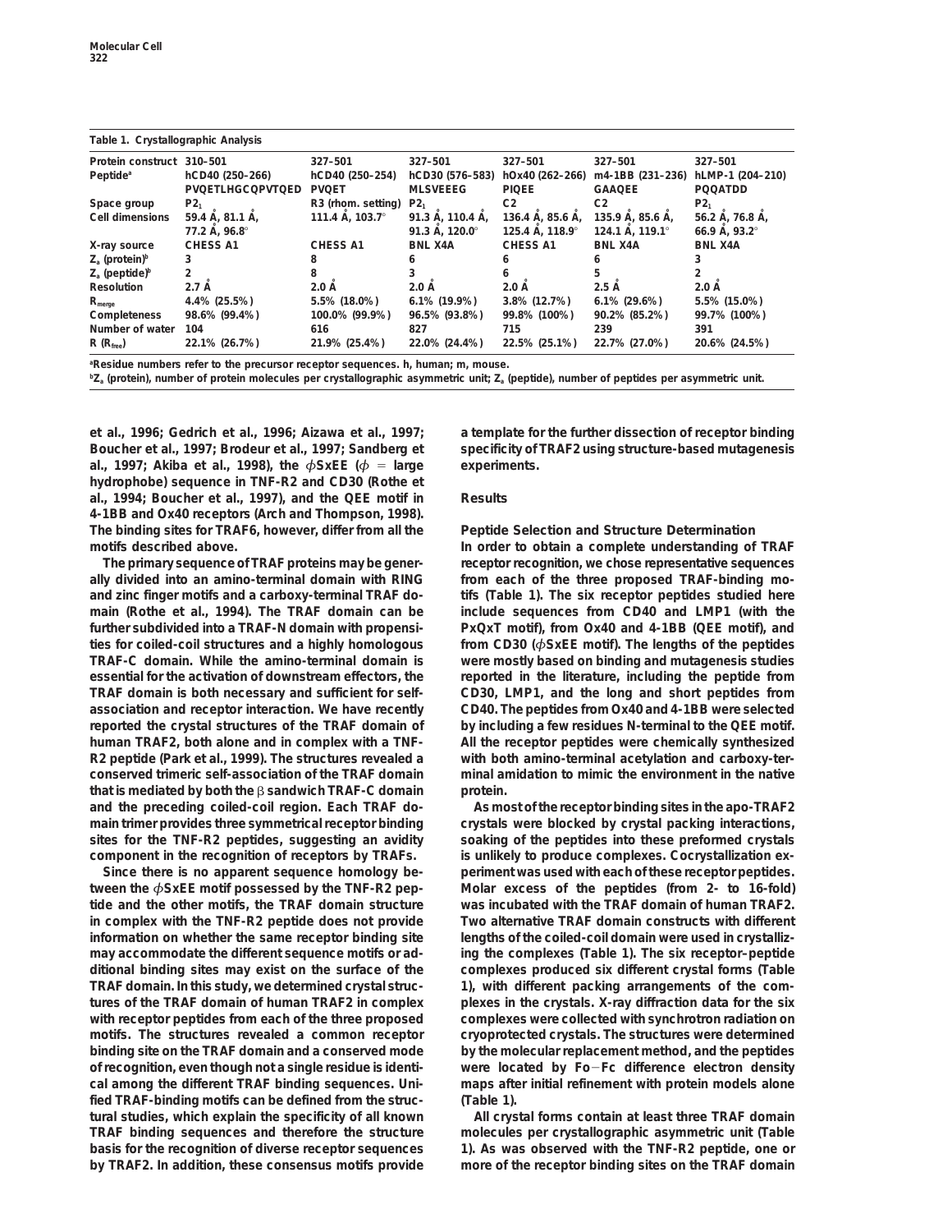Table 1. Crystallographic Analysis

| Protein construct | 310–501 | 327–501 | 327–501 | 327–501 | 327–501 | 327–501 |
|---|---|---|---|---|---|---|
| Peptide[a] | hCD40 (250–266) PVQETLHGCQPVTQED | hCD40 (250–254) PVQET | hCD30 (576–583) MLSVEEEG | hOx40 (262–266) PIQEE | m4-1BB (231–236) GAAQEE | hLMP-1 (204–210) PQQATDD |
| Space group | $P2_1$ | R3 (rhom. setting) | $P2_1$ | C2 | C2 | $P2_1$ |
| Cell dimensions | 59.4 Å, 81.1 Å, 77.2 Å, 96.8° | 111.4 Å, 103.7° | 91.3 Å, 110.4 Å, 91.3 Å, 120.0° | 136.4 Å, 85.6 Å, 125.4 Å, 118.9° | 135.9 Å, 85.6 Å, 124.1 Å, 119.1° | 56.2 Å, 76.8 Å, 66.9 Å, 93.2° |
| X-ray source | CHESS A1 | CHESS A1 | BNL X4A | CHESS A1 | BNL X4A | BNL X4A |
| $Z_a$ (protein)[b] | 3 | 8 | 6 | 6 | 6 | 3 |
| $Z_a$ (peptide)[b] | 2 | 8 | 3 | 6 | 5 | 2 |
| Resolution | 2.7 Å | 2.0 Å | 2.0 Å | 2.0 Å | 2.5 Å | 2.0 Å |
| $R_{merge}$ | 4.4% (25.5%) | 5.5% (18.0%) | 6.1% (19.9%) | 3.8% (12.7%) | 6.1% (29.6%) | 5.5% (15.0%) |
| Completeness | 98.6% (99.4%) | 100.0% (99.9%) | 96.5% (93.8%) | 99.8% (100%) | 90.2% (85.2%) | 99.7% (100%) |
| Number of water | 104 | 616 | 827 | 715 | 239 | 391 |
| R ($R_{free}$) | 22.1% (26.7%) | 21.9% (25.4%) | 22.0% (24.4%) | 22.5% (25.1%) | 22.7% (27.0%) | 20.6% (24.5%) |

[a]Residue numbers refer to the precursor receptor sequences. h, human; m, mouse.

[b]$Z_a$ (protein), number of protein molecules per crystallographic asymmetric unit; $Z_a$ (peptide), number of peptides per asymmetric unit.

et al., 1996; Gedrich et al., 1996; Aizawa et al., 1997; Boucher et al., 1997; Brodeur et al., 1997; Sandberg et al., 1997; Akiba et al., 1998), the $\phi$SxEE ($\phi$ = large hydrophobe) sequence in TNF-R2 and CD30 (Rothe et al., 1994; Boucher et al., 1997), and the QEE motif in 4-1BB and Ox40 receptors (Arch and Thompson, 1998). The binding sites for TRAF6, however, differ from all the motifs described above.

The primary sequence of TRAF proteins may be generally divided into an amino-terminal domain with RING and zinc finger motifs and a carboxy-terminal TRAF domain (Rothe et al., 1994). The TRAF domain can be further subdivided into a TRAF-N domain with propensities for coiled-coil structures and a highly homologous TRAF-C domain. While the amino-terminal domain is essential for the activation of downstream effectors, the TRAF domain is both necessary and sufficient for self-association and receptor interaction. We have recently reported the crystal structures of the TRAF domain of human TRAF2, both alone and in complex with a TNF-R2 peptide (Park et al., 1999). The structures revealed a conserved trimeric self-association of the TRAF domain that is mediated by both the β sandwich TRAF-C domain and the preceding coiled-coil region. Each TRAF domain trimer provides three symmetrical receptor binding sites for the TNF-R2 peptides, suggesting an avidity component in the recognition of receptors by TRAFs.

Since there is no apparent sequence homology between the $\phi$SxEE motif possessed by the TNF-R2 peptide and the other motifs, the TRAF domain structure in complex with the TNF-R2 peptide does not provide information on whether the same receptor binding site may accommodate the different sequence motifs or additional binding sites may exist on the surface of the TRAF domain. In this study, we determined crystal structures of the TRAF domain of human TRAF2 in complex with receptor peptides from each of the three proposed motifs. The structures revealed a common receptor binding site on the TRAF domain and a conserved mode of recognition, even though not a single residue is identical among the different TRAF binding sequences. Unified TRAF-binding motifs can be defined from the structural studies, which explain the specificity of all known TRAF binding sequences and therefore the structure basis for the recognition of diverse receptor sequences by TRAF2. In addition, these consensus motifs provide a template for the further dissection of receptor binding specificity of TRAF2 using structure-based mutagenesis experiments.

## Results

### Peptide Selection and Structure Determination

In order to obtain a complete understanding of TRAF receptor recognition, we chose representative sequences from each of the three proposed TRAF-binding motifs (Table 1). The six receptor peptides studied here include sequences from CD40 and LMP1 (with the PxQxT motif), from Ox40 and 4-1BB (QEE motif), and from CD30 ($\phi$SxEE motif). The lengths of the peptides were mostly based on binding and mutagenesis studies reported in the literature, including the peptide from CD30, LMP1, and the long and short peptides from CD40. The peptides from Ox40 and 4-1BB were selected by including a few residues N-terminal to the QEE motif. All the receptor peptides were chemically synthesized with both amino-terminal acetylation and carboxy-terminal amidation to mimic the environment in the native protein.

As most of the receptor binding sites in the apo-TRAF2 crystals were blocked by crystal packing interactions, soaking of the peptides into these preformed crystals is unlikely to produce complexes. Cocrystallization experiment was used with each of these receptor peptides. Molar excess of the peptides (from 2- to 16-fold) was incubated with the TRAF domain of human TRAF2. Two alternative TRAF domain constructs with different lengths of the coiled-coil domain were used in crystallizing the complexes (Table 1). The six receptor–peptide complexes produced six different crystal forms (Table 1), with different packing arrangements of the complexes in the crystals. X-ray diffraction data for the six complexes were collected with synchrotron radiation on cryoprotected crystals. The structures were determined by the molecular replacement method, and the peptides were located by Fo−Fc difference electron density maps after initial refinement with protein models alone (Table 1).

All crystal forms contain at least three TRAF domain molecules per crystallographic asymmetric unit (Table 1). As was observed with the TNF-R2 peptide, one or more of the receptor binding sites on the TRAF domain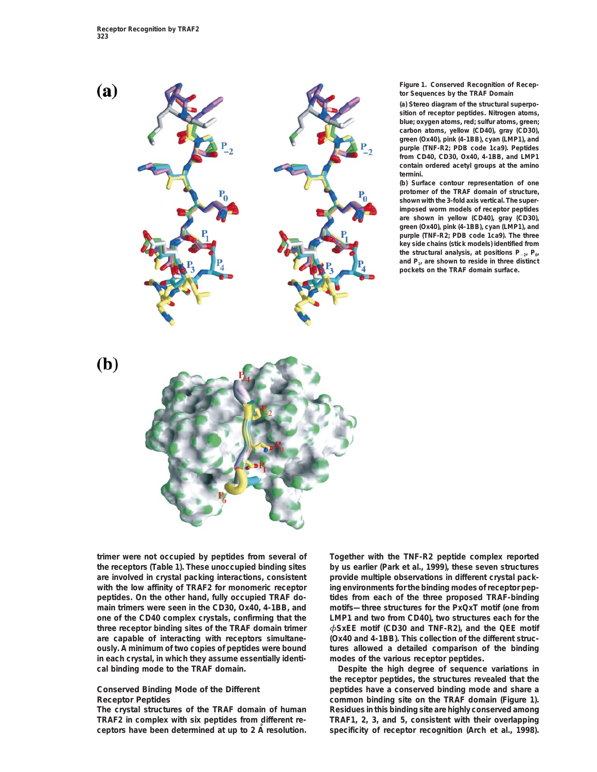**Figure 1. Conserved Recognition of Receptor Sequences by the TRAF Domain**

(a) Stereo diagram of the structural superposition of receptor peptides. Nitrogen atoms, blue; oxygen atoms, red; sulfur atoms, green; carbon atoms, yellow (CD40), gray (CD30), green (Ox40), pink (4-1BB), cyan (LMP1), and purple (TNF-R2; PDB code 1ca9). Peptides from CD40, CD30, Ox40, 4-1BB, and LMP1 contain ordered acetyl groups at the amino termini.

(b) Surface contour representation of one protomer of the TRAF domain of structure, shown with the 3-fold axis vertical. The superimposed worm models of receptor peptides are shown in yellow (CD40), gray (CD30), green (Ox40), pink (4-1BB), cyan (LMP1), and purple (TNF-R2; PDB code 1ca9). The three key side chains (stick models) identified from the structural analysis, at positions $P_{-2}$, $P_0$, and $P_1$, are shown to reside in three distinct pockets on the TRAF domain surface.

trimer were not occupied by peptides from several of the receptors (Table 1). These unoccupied binding sites are involved in crystal packing interactions, consistent with the low affinity of TRAF2 for monomeric receptor peptides. On the other hand, fully occupied TRAF domain trimers were seen in the CD30, Ox40, 4-1BB, and one of the CD40 complex crystals, confirming that the three receptor binding sites of the TRAF domain trimer are capable of interacting with receptors simultaneously. A minimum of two copies of peptides were bound in each crystal, in which they assume essentially identical binding mode to the TRAF domain.

## Conserved Binding Mode of the Different Receptor Peptides

The crystal structures of the TRAF domain of human TRAF2 in complex with six peptides from different receptors have been determined at up to 2 Å resolution. Together with the TNF-R2 peptide complex reported by us earlier (Park et al., 1999), these seven structures provide multiple observations in different crystal packing environments for the binding modes of receptor peptides from each of the three proposed TRAF-binding motifs—three structures for the PxQxT motif (one from LMP1 and two from CD40), two structures each for the $\phi$SxEE motif (CD30 and TNF-R2), and the QEE motif (Ox40 and 4-1BB). This collection of the different structures allowed a detailed comparison of the binding modes of the various receptor peptides.

Despite the high degree of sequence variations in the receptor peptides, the structures revealed that the peptides have a conserved binding mode and share a common binding site on the TRAF domain (Figure 1). Residues in this binding site are highly conserved among TRAF1, 2, 3, and 5, consistent with their overlapping specificity of receptor recognition (Arch et al., 1998).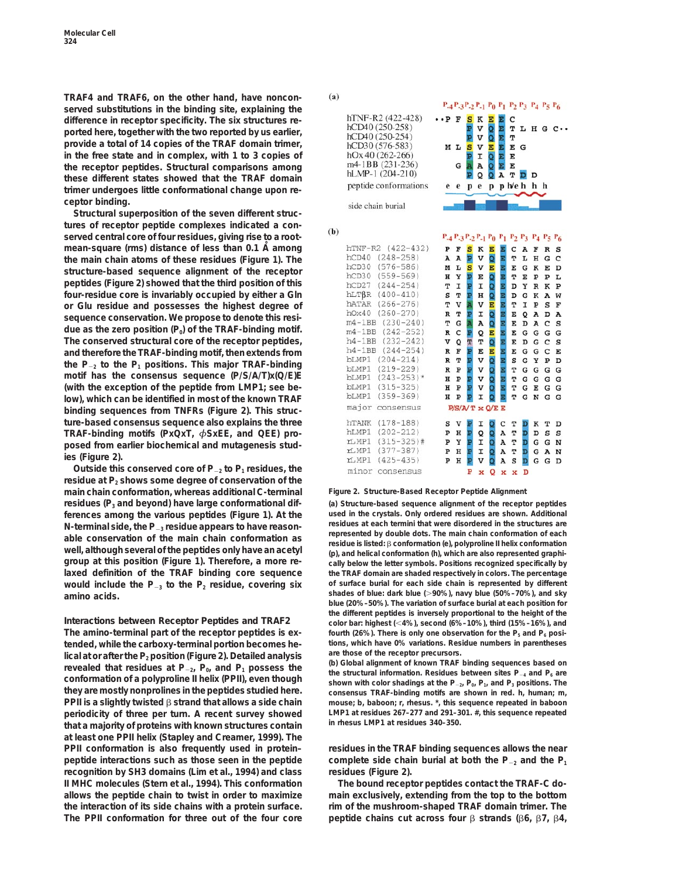TRAF4 and TRAF6, on the other hand, have nonconserved substitutions in the binding site, explaining the difference in receptor specificity. The six structures reported here, together with the two reported by us earlier, provide a total of 14 copies of the TRAF domain trimer, in the free state and in complex, with 1 to 3 copies of the receptor peptides. Structural comparisons among these different states showed that the TRAF domain trimer undergoes little conformational change upon receptor binding.

Structural superposition of the seven different structures of receptor peptide complexes indicated a conserved central core of four residues, giving rise to a root-mean-square (rms) distance of less than 0.1 Å among the main chain atoms of these residues (Figure 1). The structure-based sequence alignment of the receptor peptides (Figure 2) showed that the third position of this four-residue core is invariably occupied by either a Gln or Glu residue and possesses the highest degree of sequence conservation. We propose to denote this residue as the zero position ($P_0$) of the TRAF-binding motif. The conserved structural core of the receptor peptides, and therefore the TRAF-binding motif, then extends from the $P_{-2}$ to the $P_1$ positions. This major TRAF-binding motif has the consensus sequence (P/S/A/T)x(Q/E)E (with the exception of the peptide from LMP1; see below), which can be identified in most of the known TRAF binding sequences from TNFRs (Figure 2). This structure-based consensus sequence also explains the three TRAF-binding motifs (PxQxT, $\phi$SxEE, and QEE) proposed from earlier biochemical and mutagenesis studies (Figure 2).

Outside this conserved core of $P_{-2}$ to $P_1$ residues, the residue at $P_2$ shows some degree of conservation of the main chain conformation, whereas additional C-terminal residues ($P_3$ and beyond) have large conformational differences among the various peptides (Figure 1). At the N-terminal side, the $P_{-3}$ residue appears to have reasonable conservation of the main chain conformation as well, although several of the peptides only have an acetyl group at this position (Figure 1). Therefore, a more relaxed definition of the TRAF binding core sequence would include the $P_{-3}$ to the $P_2$ residue, covering six amino acids.

## Interactions between Receptor Peptides and TRAF2

The amino-terminal part of the receptor peptides is extended, while the carboxy-terminal portion becomes helical at or after the $P_2$ position (Figure 2). Detailed analysis revealed that residues at $P_{-2}$, $P_0$, and $P_1$ possess the conformation of a polyproline II helix (PPII), even though they are mostly nonprolines in the peptides studied here. PPII is a slightly twisted β strand that allows a side chain periodicity of three per turn. A recent survey showed that a majority of proteins with known structures contain at least one PPII helix (Stapley and Creamer, 1999). The PPII conformation is also frequently used in protein-peptide interactions such as those seen in the peptide recognition by SH3 domains (Lim et al., 1994) and class II MHC molecules (Stern et al., 1994). This conformation allows the peptide chain to twist in order to maximize the interaction of its side chains with a protein surface. The PPII conformation for three out of the four core residues in the TRAF binding sequences allows the near complete side chain burial at both the $P_{-2}$ and the $P_1$ residues (Figure 2).

The bound receptor peptides contact the TRAF-C domain exclusively, extending from the top to the bottom rim of the mushroom-shaped TRAF domain trimer. The peptide chains cut across four β strands (β6, β7, β4,

(a)

| | $P_{-4}$ | $P_{-3}$ | $P_{-2}$ | $P_{-1}$ | $P_0$ | $P_1$ | $P_2$ | $P_3$ | $P_4$ | $P_5$ | $P_6$ |
|---|---|---|---|---|---|---|---|---|---|---|---|
| hTNF-R2 (422–428) | ··P | F | S | K | E | E | C | | | | |
| hCD40 (250–258) | | | P | V | Q | E | T | L | H | G | C·· |
| hCD40 (250–254) | | | P | V | Q | E | T | | | | |
| hCD30 (576–583) | M | L | S | V | E | E | E | G | | | |
| hOx40 (262–266) | | | P | I | Q | E | E | | | | |
| m4-1BB (231–236) | | G | A | A | Q | E | E | | | | |
| hLMP-1 (204–210) | | | P | Q | Q | A | T | D | D | | |
| peptide conformations | | e | e | p | e | p | p | h/e | h | h | |
| side chain burial | | | | | | | | | | | |

(b)

| | $P_{-4}$ | $P_{-3}$ | $P_{-2}$ | $P_{-1}$ | $P_0$ | $P_1$ | $P_2$ | $P_3$ | $P_4$ | $P_5$ | $P_6$ |
|---|---|---|---|---|---|---|---|---|---|---|---|
| hTNF-R2 (422–432) | P | F | S | K | E | E | C | A | F | R | S |
| hCD40 (248–258) | A | A | P | V | Q | E | T | L | H | G | C |
| hCD30 (576–586) | M | L | S | V | E | E | E | G | K | E | D |
| hCD30 (559–569) | H | Y | P | E | Q | E | T | E | P | P | L |
| hCD27 (244–254) | T | I | P | I | Q | E | D | Y | R | K | P |
| hLTβR (400–410) | S | T | P | H | Q | E | D | G | K | A | W |
| hATAR (266–276) | T | V | A | V | E | E | T | I | P | S | F |
| hOx40 (260–270) | R | T | P | I | Q | E | E | Q | A | D | A |
| m4-1BB (230–240) | T | G | A | A | Q | E | E | D | A | C | S |
| m4-1BB (242–252) | R | C | P | Q | E | E | E | G | G | G | G |
| h4-1BB (232–242) | V | Q | T | T | Q | E | E | D | G | C | S |
| h4-1BB (244–254) | R | F | P | E | E | E | E | G | G | C | E |
| bLMP1 (204–214) | R | T | P | V | Q | E | S | G | Y | P | D |
| bLMP1 (219–229) | R | P | P | V | Q | E | T | G | G | G | G |
| bLMP1 (243–253)* | H | P | P | V | Q | E | T | G | G | G | G |
| bLMP1 (315–325) | H | P | P | V | Q | E | T | G | E | G | G |
| bLMP1 (359–369) | H | P | P | I | Q | E | T | G | N | G | G |
| major consensus | | | P/S/A/T | x | Q/E | E | | | | | |
| hTANK (178–188) | S | V | P | I | Q | C | T | D | K | T | D |
| hLMP1 (202–212) | P | H | P | Q | Q | A | T | D | D | S | S |
| rLMP1 (315–325)# | P | Y | P | I | Q | A | T | D | G | G | N |
| rLMP1 (377–387) | P | H | P | I | Q | A | T | D | G | A | N |
| rLMP1 (425–435) | P | H | P | V | Q | A | S | D | G | G | D |
| minor consensus | | | P | x | Q | x | x | D | | | |

**Figure 2. Structure-Based Receptor Peptide Alignment**

**(a) Structure-based sequence alignment of the receptor peptides used in the crystals. Only ordered residues are shown. Additional residues at each termini that were disordered in the structures are represented by double dots. The main chain conformation of each residue is listed: β conformation (e), polyproline II helix conformation (p), and helical conformation (h), which are also represented graphically below the letter symbols. Positions recognized specifically by the TRAF domain are shaded respectively in colors. The percentage of surface burial for each side chain is represented by different shades of blue: dark blue (>90%), navy blue (50%–70%), and sky blue (20%–50%). The variation of surface burial at each position for the different peptides is inversely proportional to the height of the color bar: highest (<4%), second (6%–10%), third (15%–16%), and fourth (26%). There is only one observation for the $P_5$ and $P_6$ positions, which have 0% variations. Residue numbers in parentheses are those of the receptor precursors.**

**(b) Global alignment of known TRAF binding sequences based on the structural information. Residues between sites $P_{-4}$ and $P_6$ are shown with color shadings at the $P_{-2}$, $P_0$, $P_1$, and $P_3$ positions. The consensus TRAF-binding motifs are shown in red. h, human; m, mouse; b, baboon; r, rhesus. \*, this sequence repeated in baboon LMP1 at residues 267–277 and 291–301. #, this sequence repeated in rhesus LMP1 at residues 340–350.**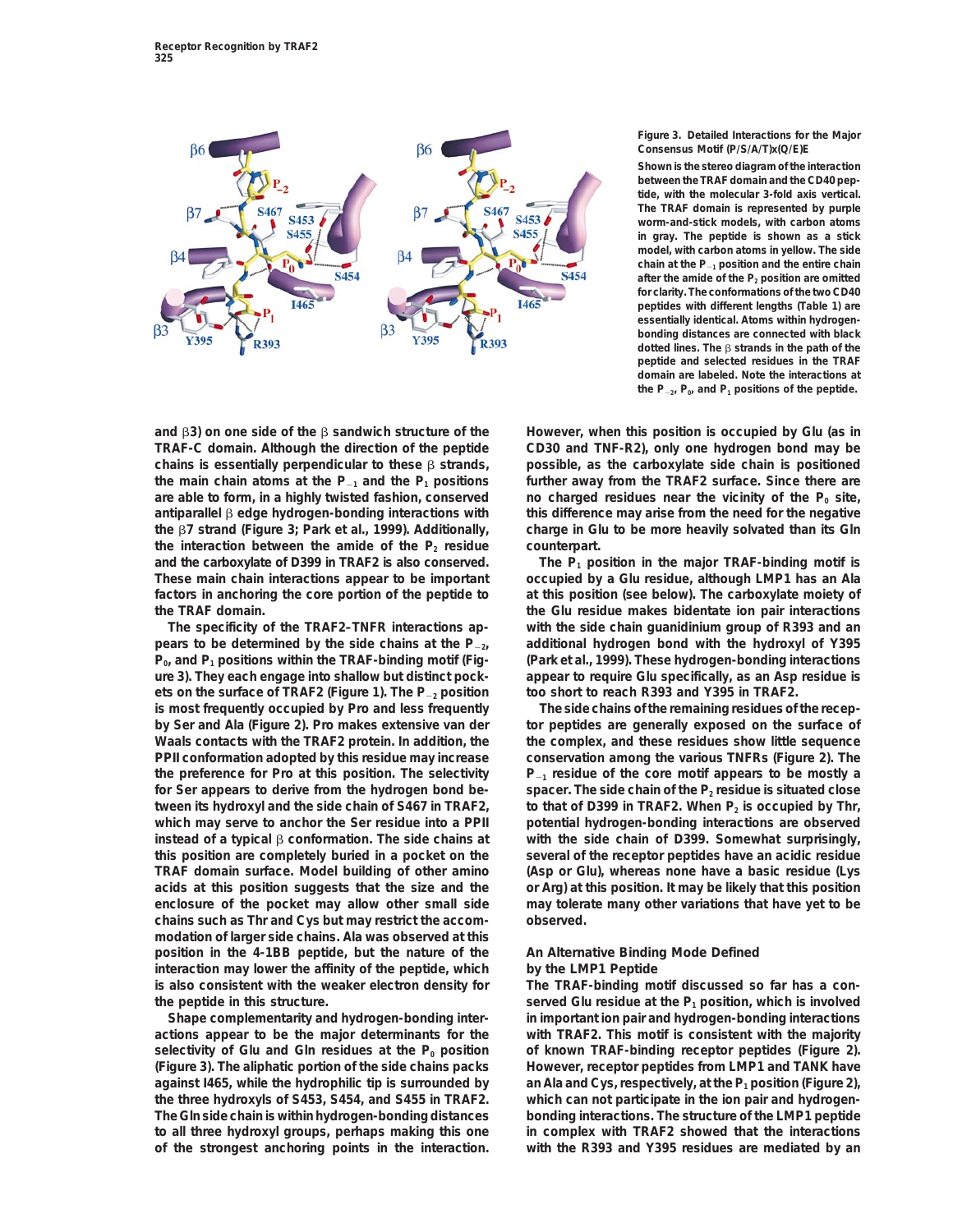**Figure 3. Detailed Interactions for the Major Consensus Motif (P/S/A/T)x(Q/E)E**

Shown is the stereo diagram of the interaction between the TRAF domain and the CD40 peptide, with the molecular 3-fold axis vertical. The TRAF domain is represented by purple worm-and-stick models, with carbon atoms in gray. The peptide is shown as a stick model, with carbon atoms in yellow. The side chain at the $P_{-1}$ position and the entire chain after the amide of the $P_2$ position are omitted for clarity. The conformations of the two CD40 peptides with different lengths (Table 1) are essentially identical. Atoms within hydrogen-bonding distances are connected with black dotted lines. The β strands in the path of the peptide and selected residues in the TRAF domain are labeled. Note the interactions at the $P_{-2}$, $P_0$, and $P_1$ positions of the peptide.

and β3) on one side of the β sandwich structure of the TRAF-C domain. Although the direction of the peptide chains is essentially perpendicular to these β strands, the main chain atoms at the $P_{-1}$ and the $P_1$ positions are able to form, in a highly twisted fashion, conserved antiparallel β edge hydrogen-bonding interactions with the β7 strand (Figure 3; Park et al., 1999). Additionally, the interaction between the amide of the $P_2$ residue and the carboxylate of D399 in TRAF2 is also conserved. These main chain interactions appear to be important factors in anchoring the core portion of the peptide to the TRAF domain.

The specificity of the TRAF2–TNFR interactions appears to be determined by the side chains at the $P_{-2}$, $P_0$, and $P_1$ positions within the TRAF-binding motif (Figure 3). They each engage into shallow but distinct pockets on the surface of TRAF2 (Figure 1). The $P_{-2}$ position is most frequently occupied by Pro and less frequently by Ser and Ala (Figure 2). Pro makes extensive van der Waals contacts with the TRAF2 protein. In addition, the PPII conformation adopted by this residue may increase the preference for Pro at this position. The selectivity for Ser appears to derive from the hydrogen bond between its hydroxyl and the side chain of S467 in TRAF2, which may serve to anchor the Ser residue into a PPII instead of a typical β conformation. The side chains at this position are completely buried in a pocket on the TRAF domain surface. Model building of other amino acids at this position suggests that the size and the enclosure of the pocket may allow other small side chains such as Thr and Cys but may restrict the accommodation of larger side chains. Ala was observed at this position in the 4-1BB peptide, but the nature of the interaction may lower the affinity of the peptide, which is also consistent with the weaker electron density for the peptide in this structure.

Shape complementarity and hydrogen-bonding interactions appear to be the major determinants for the selectivity of Glu and Gln residues at the $P_0$ position (Figure 3). The aliphatic portion of the side chains packs against I465, while the hydrophilic tip is surrounded by the three hydroxyls of S453, S454, and S455 in TRAF2. The Gln side chain is within hydrogen-bonding distances to all three hydroxyl groups, perhaps making this one of the strongest anchoring points in the interaction. However, when this position is occupied by Glu (as in CD30 and TNF-R2), only one hydrogen bond may be possible, as the carboxylate side chain is positioned further away from the TRAF2 surface. Since there are no charged residues near the vicinity of the $P_0$ site, this difference may arise from the need for the negative charge in Glu to be more heavily solvated than its Gln counterpart.

The $P_1$ position in the major TRAF-binding motif is occupied by a Glu residue, although LMP1 has an Ala at this position (see below). The carboxylate moiety of the Glu residue makes bidentate ion pair interactions with the side chain guanidinium group of R393 and an additional hydrogen bond with the hydroxyl of Y395 (Park et al., 1999). These hydrogen-bonding interactions appear to require Glu specifically, as an Asp residue is too short to reach R393 and Y395 in TRAF2.

The side chains of the remaining residues of the receptor peptides are generally exposed on the surface of the complex, and these residues show little sequence conservation among the various TNFRs (Figure 2). The $P_{-1}$ residue of the core motif appears to be mostly a spacer. The side chain of the $P_2$ residue is situated close to that of D399 in TRAF2. When $P_2$ is occupied by Thr, potential hydrogen-bonding interactions are observed with the side chain of D399. Somewhat surprisingly, several of the receptor peptides have an acidic residue (Asp or Glu), whereas none have a basic residue (Lys or Arg) at this position. It may be likely that this position may tolerate many other variations that have yet to be observed.

## An Alternative Binding Mode Defined by the LMP1 Peptide

The TRAF-binding motif discussed so far has a conserved Glu residue at the $P_1$ position, which is involved in important ion pair and hydrogen-bonding interactions with TRAF2. This motif is consistent with the majority of known TRAF-binding receptor peptides (Figure 2). However, receptor peptides from LMP1 and TANK have an Ala and Cys, respectively, at the $P_1$ position (Figure 2), which can not participate in the ion pair and hydrogen-bonding interactions. The structure of the LMP1 peptide in complex with TRAF2 showed that the interactions with the R393 and Y395 residues are mediated by an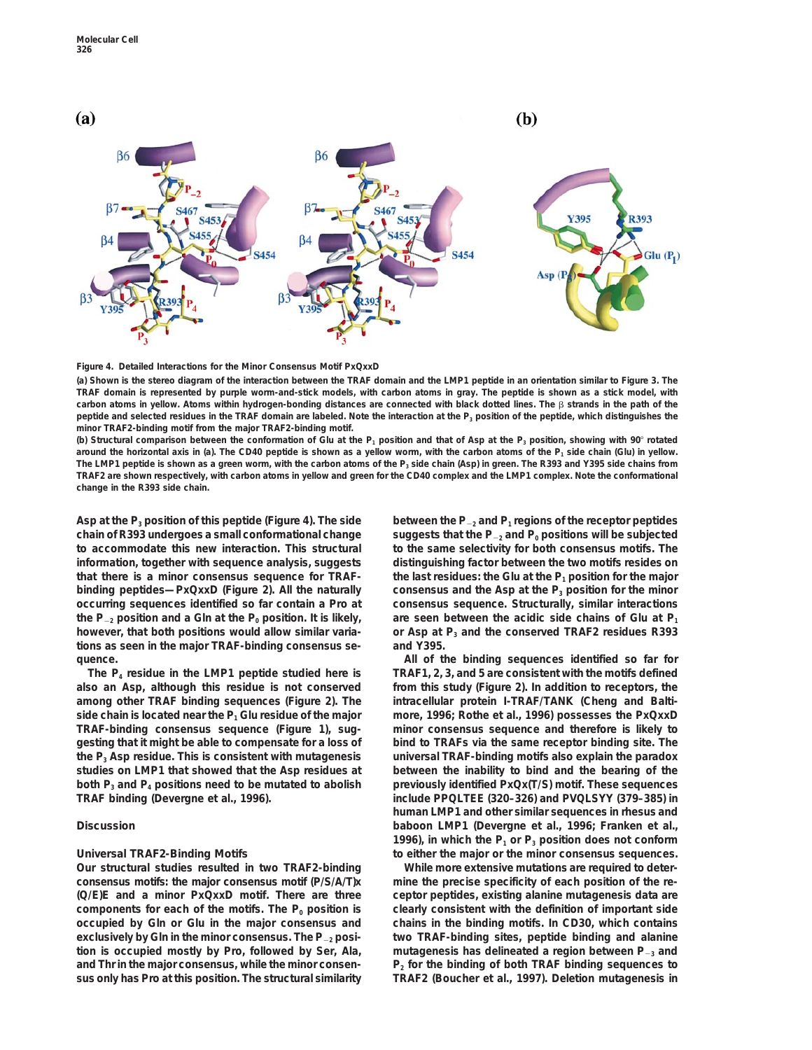Figure 4. Detailed Interactions for the Minor Consensus Motif PxQxxD

(a) Shown is the stereo diagram of the interaction between the TRAF domain and the LMP1 peptide in an orientation similar to Figure 3. The TRAF domain is represented by purple worm-and-stick models, with carbon atoms in gray. The peptide is shown as a stick model, with carbon atoms in yellow. Atoms within hydrogen-bonding distances are connected with black dotted lines. The β strands in the path of the peptide and selected residues in the TRAF domain are labeled. Note the interaction at the $P_3$ position of the peptide, which distinguishes the minor TRAF2-binding motif from the major TRAF2-binding motif.

(b) Structural comparison between the conformation of Glu at the $P_1$ position and that of Asp at the $P_3$ position, showing with 90° rotated around the horizontal axis in (a). The CD40 peptide is shown as a yellow worm, with the carbon atoms of the $P_1$ side chain (Glu) in yellow. The LMP1 peptide is shown as a green worm, with the carbon atoms of the $P_3$ side chain (Asp) in green. The R393 and Y395 side chains from TRAF2 are shown respectively, with carbon atoms in yellow and green for the CD40 complex and the LMP1 complex. Note the conformational change in the R393 side chain.

Asp at the $P_3$ position of this peptide (Figure 4). The side chain of R393 undergoes a small conformational change to accommodate this new interaction. This structural information, together with sequence analysis, suggests that there is a minor consensus sequence for TRAF-binding peptides—PxQxxD (Figure 2). All the naturally occurring sequences identified so far contain a Pro at the $P_{-2}$ position and a Gln at the $P_0$ position. It is likely, however, that both positions would allow similar variations as seen in the major TRAF-binding consensus sequence.

The $P_4$ residue in the LMP1 peptide studied here is also an Asp, although this residue is not conserved among other TRAF binding sequences (Figure 2). The side chain is located near the $P_1$ Glu residue of the major TRAF-binding consensus sequence (Figure 1), suggesting that it might be able to compensate for a loss of the $P_3$ Asp residue. This is consistent with mutagenesis studies on LMP1 that showed that the Asp residues at both $P_3$ and $P_4$ positions need to be mutated to abolish TRAF binding (Devergne et al., 1996).

## Discussion

### Universal TRAF2-Binding Motifs

Our structural studies resulted in two TRAF2-binding consensus motifs: the major consensus motif (P/S/A/T)x(Q/E)E and a minor PxQxxD motif. There are three components for each of the motifs. The $P_0$ position is occupied by Gln or Glu in the major consensus and exclusively by Gln in the minor consensus. The $P_{-2}$ position is occupied mostly by Pro, followed by Ser, Ala, and Thr in the major consensus, while the minor consensus only has Pro at this position. The structural similarity between the $P_{-2}$ and $P_1$ regions of the receptor peptides suggests that the $P_{-2}$ and $P_0$ positions will be subjected to the same selectivity for both consensus motifs. The distinguishing factor between the two motifs resides on the last residues: the Glu at the $P_1$ position for the major consensus and the Asp at the $P_3$ position for the minor consensus sequence. Structurally, similar interactions are seen between the acidic side chains of Glu at $P_1$ or Asp at $P_3$ and the conserved TRAF2 residues R393 and Y395.

All of the binding sequences identified so far for TRAF1, 2, 3, and 5 are consistent with the motifs defined from this study (Figure 2). In addition to receptors, the intracellular protein I-TRAF/TANK (Cheng and Baltimore, 1996; Rothe et al., 1996) possesses the PxQxxD minor consensus sequence and therefore is likely to bind to TRAFs via the same receptor binding site. The universal TRAF-binding motifs also explain the paradox between the inability to bind and the bearing of the previously identified PxQx(T/S) motif. These sequences include PPQLTEE (320–326) and PVQLSYY (379–385) in human LMP1 and other similar sequences in rhesus and baboon LMP1 (Devergne et al., 1996; Franken et al., 1996), in which the $P_1$ or $P_3$ position does not conform to either the major or the minor consensus sequences.

While more extensive mutations are required to determine the precise specificity of each position of the receptor peptides, existing alanine mutagenesis data are clearly consistent with the definition of important side chains in the binding motifs. In CD30, which contains two TRAF-binding sites, peptide binding and alanine mutagenesis has delineated a region between $P_{-3}$ and $P_2$ for the binding of both TRAF binding sequences to TRAF2 (Boucher et al., 1997). Deletion mutagenesis in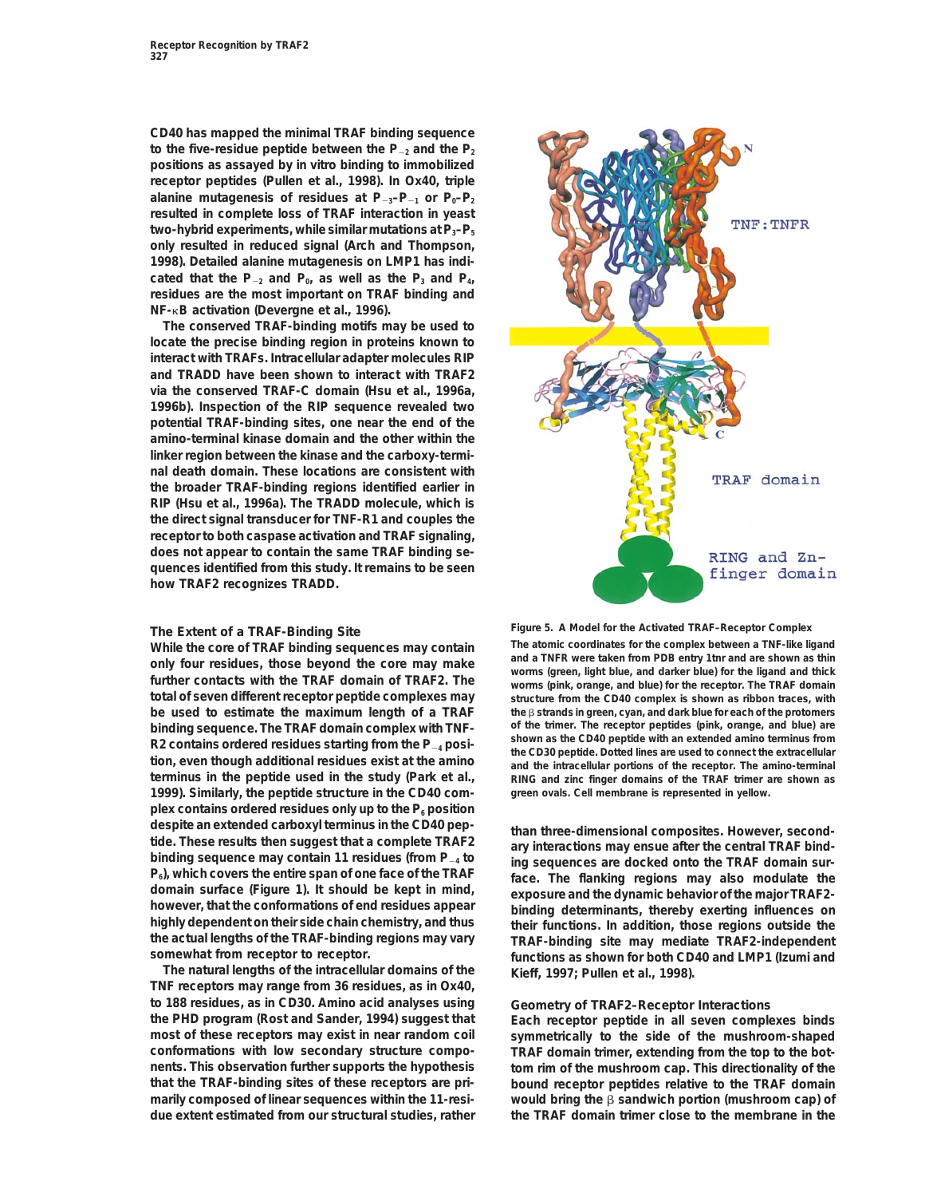CD40 has mapped the minimal TRAF binding sequence to the five-residue peptide between the $P_{-2}$ and the $P_2$ positions as assayed by in vitro binding to immobilized receptor peptides (Pullen et al., 1998). In Ox40, triple alanine mutagenesis of residues at $P_{-3}$–$P_{-1}$ or $P_0$–$P_2$ resulted in complete loss of TRAF interaction in yeast two-hybrid experiments, while similar mutations at $P_3$–$P_5$ only resulted in reduced signal (Arch and Thompson, 1998). Detailed alanine mutagenesis on LMP1 has indicated that the $P_{-2}$ and $P_0$, as well as the $P_3$ and $P_4$, residues are the most important on TRAF binding and NF-κB activation (Devergne et al., 1996).

The conserved TRAF-binding motifs may be used to locate the precise binding region in proteins known to interact with TRAFs. Intracellular adapter molecules RIP and TRADD have been shown to interact with TRAF2 via the conserved TRAF-C domain (Hsu et al., 1996a, 1996b). Inspection of the RIP sequence revealed two potential TRAF-binding sites, one near the end of the amino-terminal kinase domain and the other within the linker region between the kinase and the carboxy-terminal death domain. These locations are consistent with the broader TRAF-binding regions identified earlier in RIP (Hsu et al., 1996a). The TRADD molecule, which is the direct signal transducer for TNF-R1 and couples the receptor to both caspase activation and TRAF signaling, does not appear to contain the same TRAF binding sequences identified from this study. It remains to be seen how TRAF2 recognizes TRADD.

## The Extent of a TRAF-Binding Site

While the core of TRAF binding sequences may contain only four residues, those beyond the core may make further contacts with the TRAF domain of TRAF2. The total of seven different receptor peptide complexes may be used to estimate the maximum length of a TRAF binding sequence. The TRAF domain complex with TNF-R2 contains ordered residues starting from the $P_{-4}$ position, even though additional residues exist at the amino terminus in the peptide used in the study (Park et al., 1999). Similarly, the peptide structure in the CD40 complex contains ordered residues only up to the $P_6$ position despite an extended carboxyl terminus in the CD40 peptide. These results then suggest that a complete TRAF2 binding sequence may contain 11 residues (from $P_{-4}$ to $P_6$), which covers the entire span of one face of the TRAF domain surface (Figure 1). It should be kept in mind, however, that the conformations of end residues appear highly dependent on their side chain chemistry, and thus the actual lengths of the TRAF-binding regions may vary somewhat from receptor to receptor.

The natural lengths of the intracellular domains of the TNF receptors may range from 36 residues, as in Ox40, to 188 residues, as in CD30. Amino acid analyses using the PHD program (Rost and Sander, 1994) suggest that most of these receptors may exist in near random coil conformations with low secondary structure components. This observation further supports the hypothesis that the TRAF-binding sites of these receptors are primarily composed of linear sequences within the 11-residue extent estimated from our structural studies, rather than three-dimensional composites. However, secondary interactions may ensue after the central TRAF binding sequences are docked onto the TRAF domain surface. The flanking regions may also modulate the exposure and the dynamic behavior of the major TRAF2-binding determinants, thereby exerting influences on their functions. In addition, those regions outside the TRAF-binding site may mediate TRAF2-independent functions as shown for both CD40 and LMP1 (Izumi and Kieff, 1997; Pullen et al., 1998).

Figure 5. A Model for the Activated TRAF–Receptor Complex

The atomic coordinates for the complex between a TNF-like ligand and a TNFR were taken from PDB entry 1tnr and are shown as thin worms (green, light blue, and darker blue) for the ligand and thick worms (pink, orange, and blue) for the receptor. The TRAF domain structure from the CD40 complex is shown as ribbon traces, with the β strands in green, cyan, and dark blue for each of the protomers of the trimer. The receptor peptides (pink, orange, and blue) are shown as the CD40 peptide with an extended amino terminus from the CD30 peptide. Dotted lines are used to connect the extracellular and the intracellular portions of the receptor. The amino-terminal RING and zinc finger domains of the TRAF trimer are shown as green ovals. Cell membrane is represented in yellow.

## Geometry of TRAF2–Receptor Interactions

Each receptor peptide in all seven complexes binds symmetrically to the side of the mushroom-shaped TRAF domain trimer, extending from the top to the bottom rim of the mushroom cap. This directionality of the bound receptor peptides relative to the TRAF domain would bring the β sandwich portion (mushroom cap) of the TRAF domain trimer close to the membrane in the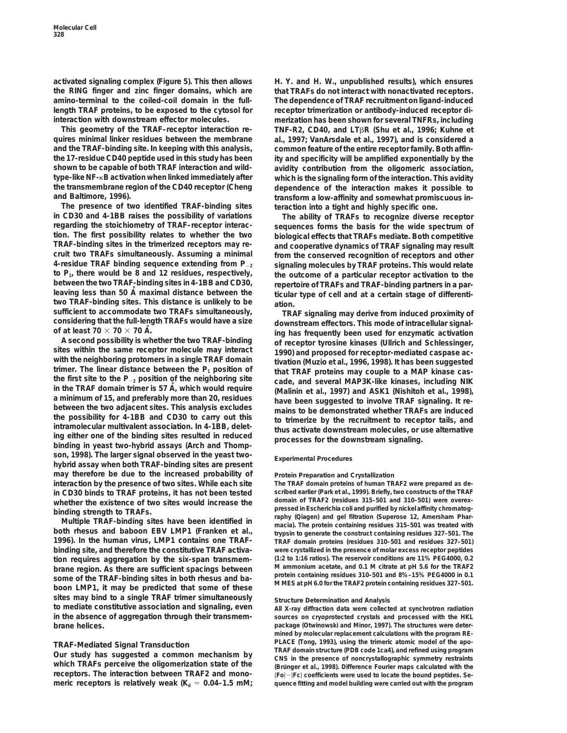activated signaling complex (Figure 5). This then allows the RING finger and zinc finger domains, which are amino-terminal to the coiled-coil domain in the full-length TRAF proteins, to be exposed to the cytosol for interaction with downstream effector molecules.

This geometry of the TRAF–receptor interaction requires minimal linker residues between the membrane and the TRAF-binding site. In keeping with this analysis, the 17-residue CD40 peptide used in this study has been shown to be capable of both TRAF interaction and wild-type-like NF-κB activation when linked immediately after the transmembrane region of the CD40 receptor (Cheng and Baltimore, 1996).

The presence of two identified TRAF-binding sites in CD30 and 4-1BB raises the possibility of variations regarding the stoichiometry of TRAF–receptor interaction. The first possibility relates to whether the two TRAF-binding sites in the trimerized receptors may recruit two TRAFs simultaneously. Assuming a minimal 4-residue TRAF binding sequence extending from $P_{-2}$ to $P_1$, there would be 8 and 12 residues, respectively, between the two TRAF-binding sites in 4-1BB and CD30, leaving less than 50 Å maximal distance between the two TRAF-binding sites. This distance is unlikely to be sufficient to accommodate two TRAFs simultaneously, considering that the full-length TRAFs would have a size of at least 70 × 70 × 70 Å.

A second possibility is whether the two TRAF-binding sites within the same receptor molecule may interact with the neighboring protomers in a single TRAF domain trimer. The linear distance between the $P_1$ position of the first site to the $P_{-2}$ position of the neighboring site in the TRAF domain trimer is 57 Å, which would require a minimum of 15, and preferably more than 20, residues between the two adjacent sites. This analysis excludes the possibility for 4-1BB and CD30 to carry out this intramolecular multivalent association. In 4-1BB, deleting either one of the binding sites resulted in reduced binding in yeast two-hybrid assays (Arch and Thompson, 1998). The larger signal observed in the yeast two-hybrid assay when both TRAF-binding sites are present may therefore be due to the increased probability of interaction by the presence of two sites. While each site in CD30 binds to TRAF proteins, it has not been tested whether the existence of two sites would increase the binding strength to TRAFs.

Multiple TRAF-binding sites have been identified in both rhesus and baboon EBV LMP1 (Franken et al., 1996). In the human virus, LMP1 contains one TRAF-binding site, and therefore the constitutive TRAF activation requires aggregation by the six-span transmembrane region. As there are sufficient spacings between some of the TRAF-binding sites in both rhesus and baboon LMP1, it may be predicted that some of these sites may bind to a single TRAF trimer simultaneously to mediate constitutive association and signaling, even in the absence of aggregation through their transmembrane helices.

## TRAF-Mediated Signal Transduction

Our study has suggested a common mechanism by which TRAFs perceive the oligomerization state of the receptors. The interaction between TRAF2 and monomeric receptors is relatively weak ($K_d$ = 0.04–1.5 mM; H. Y. and H. W., unpublished results), which ensures that TRAFs do not interact with nonactivated receptors. The dependence of TRAF recruitment on ligand-induced receptor trimerization or antibody-induced receptor dimerization has been shown for several TNFRs, including TNF-R2, CD40, and LTβR (Shu et al., 1996; Kuhne et al., 1997; VanArsdale et al., 1997), and is considered a common feature of the entire receptor family. Both affinity and specificity will be amplified exponentially by the avidity contribution from the oligomeric association, which is the signaling form of the interaction. This avidity dependence of the interaction makes it possible to transform a low-affinity and somewhat promiscuous interaction into a tight and highly specific one.

The ability of TRAFs to recognize diverse receptor sequences forms the basis for the wide spectrum of biological effects that TRAFs mediate. Both competitive and cooperative dynamics of TRAF signaling may result from the conserved recognition of receptors and other signaling molecules by TRAF proteins. This would relate the outcome of a particular receptor activation to the repertoire of TRAFs and TRAF-binding partners in a particular type of cell and at a certain stage of differentiation.

TRAF signaling may derive from induced proximity of downstream effectors. This mode of intracellular signaling has frequently been used for enzymatic activation of receptor tyrosine kinases (Ullrich and Schlessinger, 1990) and proposed for receptor-mediated caspase activation (Muzio et al., 1996, 1998). It has been suggested that TRAF proteins may couple to a MAP kinase cascade, and several MAP3K-like kinases, including NIK (Malinin et al., 1997) and ASK1 (Nishitoh et al., 1998), have been suggested to involve TRAF signaling. It remains to be demonstrated whether TRAFs are induced to trimerize by the recruitment to receptor tails, and thus activate downstream molecules, or use alternative processes for the downstream signaling.

## Experimental Procedures

### Protein Preparation and Crystallization

The TRAF domain proteins of human TRAF2 were prepared as described earlier (Park et al., 1999). Briefly, two constructs of the TRAF domain of TRAF2 (residues 315–501 and 310–501) were overexpressed in Escherichia coli and purified by nickel affinity chromatography (Qiagen) and gel filtration (Superose 12, Amersham Pharmacia). The protein containing residues 315–501 was treated with trypsin to generate the construct containing residues 327–501. The TRAF domain proteins (residues 310–501 and residues 327–501) were crystallized in the presence of molar excess receptor peptides (1:2 to 1:16 ratios). The reservoir conditions are 11% PEG4000, 0.2 M ammonium acetate, and 0.1 M citrate at pH 5.6 for the TRAF2 protein containing residues 310–501 and 8%–15% PEG4000 in 0.1 M MES at pH 6.0 for the TRAF2 protein containing residues 327–501.

### Structure Determination and Analysis

All X-ray diffraction data were collected at synchrotron radiation sources on cryoprotected crystals and processed with the HKL package (Otwinowski and Minor, 1997). The structures were determined by molecular replacement calculations with the program REPLACE (Tong, 1993), using the trimeric atomic model of the apo-TRAF domain structure (PDB code 1ca4), and refined using program CNS in the presence of noncrystallographic symmetry restraints (Brünger et al., 1998). Difference Fourier maps calculated with the $|Fo|-|Fc|$ coefficients were used to locate the bound peptides. Sequence fitting and model building were carried out with the program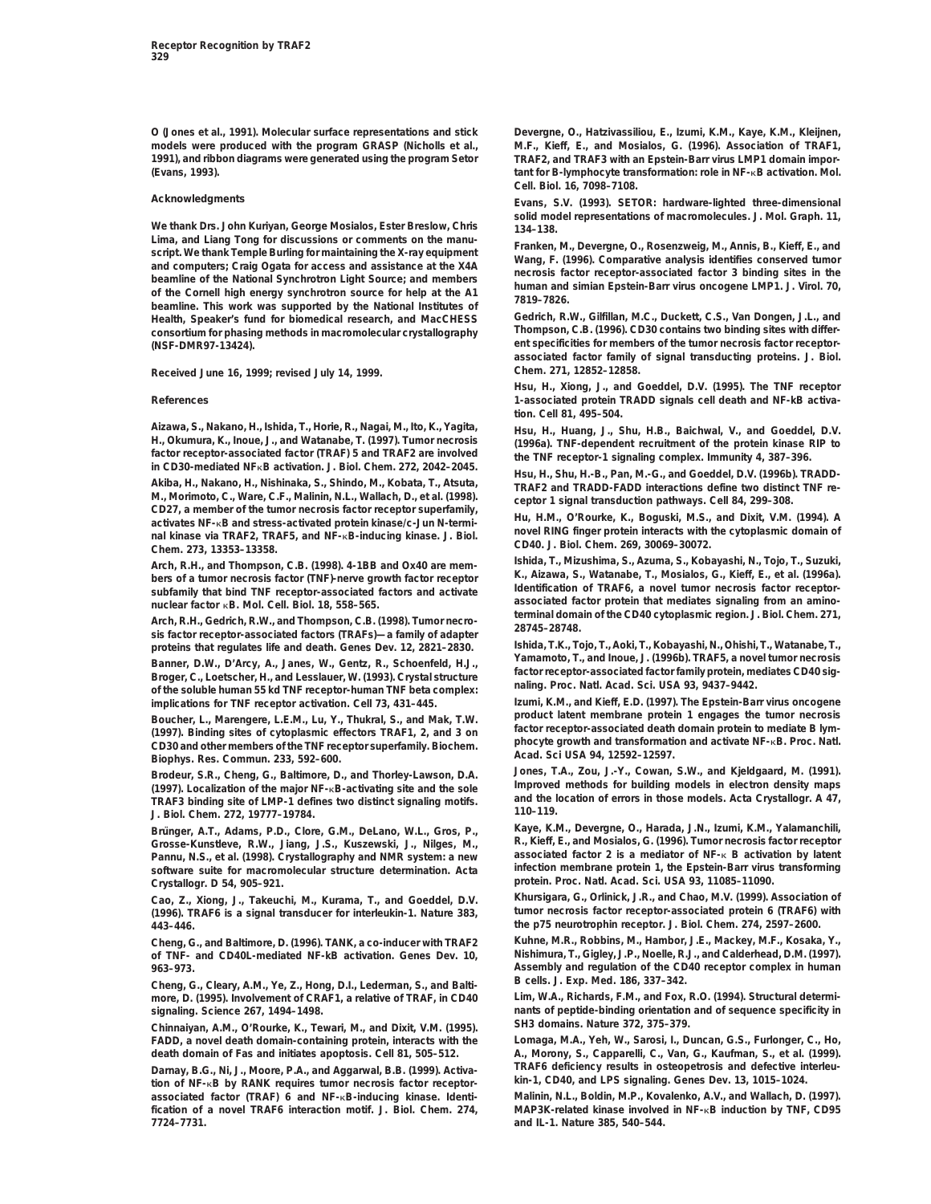O (Jones et al., 1991). Molecular surface representations and stick models were produced with the program GRASP (Nicholls et al., 1991), and ribbon diagrams were generated using the program Setor (Evans, 1993).

## Acknowledgments

We thank Drs. John Kuriyan, George Mosialos, Ester Breslow, Chris Lima, and Liang Tong for discussions or comments on the manuscript. We thank Temple Burling for maintaining the X-ray equipment and computers; Craig Ogata for access and assistance at the X4A beamline of the National Synchrotron Light Source; and members of the Cornell high energy synchrotron source for help at the A1 beamline. This work was supported by the National Institutes of Health, Speaker's fund for biomedical research, and MacCHESS consortium for phasing methods in macromolecular crystallography (NSF-DMR97-13424).

Received June 16, 1999; revised July 14, 1999.

## References

Aizawa, S., Nakano, H., Ishida, T., Horie, R., Nagai, M., Ito, K., Yagita, H., Okumura, K., Inoue, J., and Watanabe, T. (1997). Tumor necrosis factor receptor-associated factor (TRAF) 5 and TRAF2 are involved in CD30-mediated NFκB activation. J. Biol. Chem. 272, 2042–2045.

Akiba, H., Nakano, H., Nishinaka, S., Shindo, M., Kobata, T., Atsuta, M., Morimoto, C., Ware, C.F., Malinin, N.L., Wallach, D., et al. (1998). CD27, a member of the tumor necrosis factor receptor superfamily, activates NF-κB and stress-activated protein kinase/c-Jun N-terminal kinase via TRAF2, TRAF5, and NF-κB-inducing kinase. J. Biol. Chem. 273, 13353–13358.

Arch, R.H., and Thompson, C.B. (1998). 4-1BB and Ox40 are members of a tumor necrosis factor (TNF)-nerve growth factor receptor subfamily that bind TNF receptor-associated factors and activate nuclear factor κB. Mol. Cell. Biol. 18, 558–565.

Arch, R.H., Gedrich, R.W., and Thompson, C.B. (1998). Tumor necrosis factor receptor-associated factors (TRAFs)—a family of adapter proteins that regulates life and death. Genes Dev. 12, 2821–2830.

Banner, D.W., D'Arcy, A., Janes, W., Gentz, R., Schoenfeld, H.J., Broger, C., Loetscher, H., and Lesslauer, W. (1993). Crystal structure of the soluble human 55 kd TNF receptor-human TNF beta complex: implications for TNF receptor activation. Cell 73, 431–445.

Boucher, L., Marengere, L.E.M., Lu, Y., Thukral, S., and Mak, T.W. (1997). Binding sites of cytoplasmic effectors TRAF1, 2, and 3 on CD30 and other members of the TNF receptor superfamily. Biochem. Biophys. Res. Commun. 233, 592–600.

Brodeur, S.R., Cheng, G., Baltimore, D., and Thorley-Lawson, D.A. (1997). Localization of the major NF-κB-activating site and the sole TRAF3 binding site of LMP-1 defines two distinct signaling motifs. J. Biol. Chem. 272, 19777–19784.

Brünger, A.T., Adams, P.D., Clore, G.M., DeLano, W.L., Gros, P., Grosse-Kunstleve, R.W., Jiang, J.S., Kuszewski, J., Nilges, M., Pannu, N.S., et al. (1998). Crystallography and NMR system: a new software suite for macromolecular structure determination. Acta Crystallogr. D 54, 905–921.

Cao, Z., Xiong, J., Takeuchi, M., Kurama, T., and Goeddel, D.V. (1996). TRAF6 is a signal transducer for interleukin-1. Nature 383, 443–446.

Cheng, G., and Baltimore, D. (1996). TANK, a co-inducer with TRAF2 of TNF- and CD40L-mediated NF-kB activation. Genes Dev. 10, 963–973.

Cheng, G., Cleary, A.M., Ye, Z., Hong, D.I., Lederman, S., and Baltimore, D. (1995). Involvement of CRAF1, a relative of TRAF, in CD40 signaling. Science 267, 1494–1498.

Chinnaiyan, A.M., O'Rourke, K., Tewari, M., and Dixit, V.M. (1995). FADD, a novel death domain-containing protein, interacts with the death domain of Fas and initiates apoptosis. Cell 81, 505–512.

Darnay, B.G., Ni, J., Moore, P.A., and Aggarwal, B.B. (1999). Activation of NF-κB by RANK requires tumor necrosis factor receptor-associated factor (TRAF) 6 and NF-κB-inducing kinase. Identification of a novel TRAF6 interaction motif. J. Biol. Chem. 274, 7724–7731.

Devergne, O., Hatzivassiliou, E., Izumi, K.M., Kaye, K.M., Kleijnen, M.F., Kieff, E., and Mosialos, G. (1996). Association of TRAF1, TRAF2, and TRAF3 with an Epstein-Barr virus LMP1 domain important for B-lymphocyte transformation: role in NF-κB activation. Mol. Cell. Biol. 16, 7098–7108.

Evans, S.V. (1993). SETOR: hardware-lighted three-dimensional solid model representations of macromolecules. J. Mol. Graph. 11, 134–138.

Franken, M., Devergne, O., Rosenzweig, M., Annis, B., Kieff, E., and Wang, F. (1996). Comparative analysis identifies conserved tumor necrosis factor receptor-associated factor 3 binding sites in the human and simian Epstein-Barr virus oncogene LMP1. J. Virol. 70, 7819–7826.

Gedrich, R.W., Gilfillan, M.C., Duckett, C.S., Van Dongen, J.L., and Thompson, C.B. (1996). CD30 contains two binding sites with different specificities for members of the tumor necrosis factor receptor-associated factor family of signal transducting proteins. J. Biol. Chem. 271, 12852–12858.

Hsu, H., Xiong, J., and Goeddel, D.V. (1995). The TNF receptor 1-associated protein TRADD signals cell death and NF-kB activation. Cell 81, 495–504.

Hsu, H., Huang, J., Shu, H.B., Baichwal, V., and Goeddel, D.V. (1996a). TNF-dependent recruitment of the protein kinase RIP to the TNF receptor-1 signaling complex. Immunity 4, 387–396.

Hsu, H., Shu, H.-B., Pan, M.-G., and Goeddel, D.V. (1996b). TRADD-TRAF2 and TRADD-FADD interactions define two distinct TNF receptor 1 signal transduction pathways. Cell 84, 299–308.

Hu, H.M., O'Rourke, K., Boguski, M.S., and Dixit, V.M. (1994). A novel RING finger protein interacts with the cytoplasmic domain of CD40. J. Biol. Chem. 269, 30069–30072.

Ishida, T., Mizushima, S., Azuma, S., Kobayashi, N., Tojo, T., Suzuki, K., Aizawa, S., Watanabe, T., Mosialos, G., Kieff, E., et al. (1996a). Identification of TRAF6, a novel tumor necrosis factor receptor-associated factor protein that mediates signaling from an amino-terminal domain of the CD40 cytoplasmic region. J. Biol. Chem. 271, 28745–28748.

Ishida, T.K., Tojo, T., Aoki, T., Kobayashi, N., Ohishi, T., Watanabe, T., Yamamoto, T., and Inoue, J. (1996b). TRAF5, a novel tumor necrosis factor receptor-associated factor family protein, mediates CD40 signaling. Proc. Natl. Acad. Sci. USA 93, 9437–9442.

Izumi, K.M., and Kieff, E.D. (1997). The Epstein-Barr virus oncogene product latent membrane protein 1 engages the tumor necrosis factor receptor-associated death domain protein to mediate B lymphocyte growth and transformation and activate NF-κB. Proc. Natl. Acad. Sci USA 94, 12592–12597.

Jones, T.A., Zou, J.-Y., Cowan, S.W., and Kjeldgaard, M. (1991). Improved methods for building models in electron density maps and the location of errors in those models. Acta Crystallogr. A 47, 110–119.

Kaye, K.M., Devergne, O., Harada, J.N., Izumi, K.M., Yalamanchili, R., Kieff, E., and Mosialos, G. (1996). Tumor necrosis factor receptor associated factor 2 is a mediator of NF-κ B activation by latent infection membrane protein 1, the Epstein-Barr virus transforming protein. Proc. Natl. Acad. Sci. USA 93, 11085–11090.

Khursigara, G., Orlinick, J.R., and Chao, M.V. (1999). Association of tumor necrosis factor receptor-associated protein 6 (TRAF6) with the p75 neurotrophin receptor. J. Biol. Chem. 274, 2597–2600.

Kuhne, M.R., Robbins, M., Hambor, J.E., Mackey, M.F., Kosaka, Y., Nishimura, T., Gigley, J.P., Noelle, R.J., and Calderhead, D.M. (1997). Assembly and regulation of the CD40 receptor complex in human B cells. J. Exp. Med. 186, 337–342.

Lim, W.A., Richards, F.M., and Fox, R.O. (1994). Structural determinants of peptide-binding orientation and of sequence specificity in SH3 domains. Nature 372, 375–379.

Lomaga, M.A., Yeh, W., Sarosi, I., Duncan, G.S., Furlonger, C., Ho, A., Morony, S., Capparelli, C., Van, G., Kaufman, S., et al. (1999). TRAF6 deficiency results in osteopetrosis and defective interleukin-1, CD40, and LPS signaling. Genes Dev. 13, 1015–1024.

Malinin, N.L., Boldin, M.P., Kovalenko, A.V., and Wallach, D. (1997). MAP3K-related kinase involved in NF-κB induction by TNF, CD95 and IL-1. Nature 385, 540–544.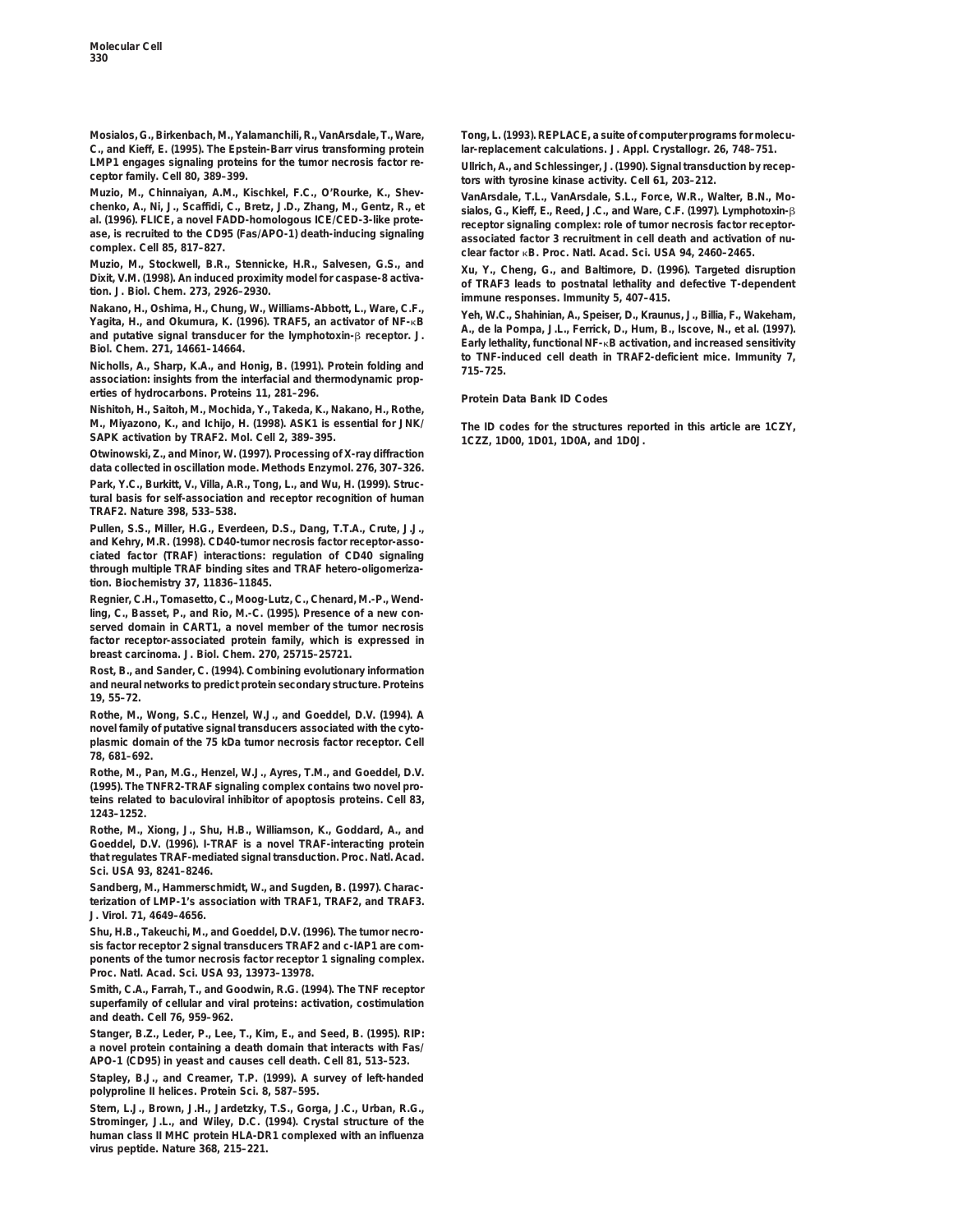Mosialos, G., Birkenbach, M., Yalamanchili, R., VanArsdale, T., Ware, C., and Kieff, E. (1995). The Epstein-Barr virus transforming protein LMP1 engages signaling proteins for the tumor necrosis factor receptor family. Cell 80, 389–399.

Muzio, M., Chinnaiyan, A.M., Kischkel, F.C., O'Rourke, K., Shevchenko, A., Ni, J., Scaffidi, C., Bretz, J.D., Zhang, M., Gentz, R., et al. (1996). FLICE, a novel FADD-homologous ICE/CED-3-like protease, is recruited to the CD95 (Fas/APO-1) death-inducing signaling complex. Cell 85, 817–827.

Muzio, M., Stockwell, B.R., Stennicke, H.R., Salvesen, G.S., and Dixit, V.M. (1998). An induced proximity model for caspase-8 activation. J. Biol. Chem. 273, 2926–2930.

Nakano, H., Oshima, H., Chung, W., Williams-Abbott, L., Ware, C.F., Yagita, H., and Okumura, K. (1996). TRAF5, an activator of NF-κB and putative signal transducer for the lymphotoxin-β receptor. J. Biol. Chem. 271, 14661–14664.

Nicholls, A., Sharp, K.A., and Honig, B. (1991). Protein folding and association: insights from the interfacial and thermodynamic properties of hydrocarbons. Proteins 11, 281–296.

Nishitoh, H., Saitoh, M., Mochida, Y., Takeda, K., Nakano, H., Rothe, M., Miyazono, K., and Ichijo, H. (1998). ASK1 is essential for JNK/SAPK activation by TRAF2. Mol. Cell 2, 389–395.

Otwinowski, Z., and Minor, W. (1997). Processing of X-ray diffraction data collected in oscillation mode. Methods Enzymol. 276, 307–326.

Park, Y.C., Burkitt, V., Villa, A.R., Tong, L., and Wu, H. (1999). Structural basis for self-association and receptor recognition of human TRAF2. Nature 398, 533–538.

Pullen, S.S., Miller, H.G., Everdeen, D.S., Dang, T.T.A., Crute, J.J., and Kehry, M.R. (1998). CD40-tumor necrosis factor receptor-associated factor (TRAF) interactions: regulation of CD40 signaling through multiple TRAF binding sites and TRAF hetero-oligomerization. Biochemistry 37, 11836–11845.

Regnier, C.H., Tomasetto, C., Moog-Lutz, C., Chenard, M.-P., Wendling, C., Basset, P., and Rio, M.-C. (1995). Presence of a new conserved domain in CART1, a novel member of the tumor necrosis factor receptor-associated protein family, which is expressed in breast carcinoma. J. Biol. Chem. 270, 25715–25721.

Rost, B., and Sander, C. (1994). Combining evolutionary information and neural networks to predict protein secondary structure. Proteins 19, 55–72.

Rothe, M., Wong, S.C., Henzel, W.J., and Goeddel, D.V. (1994). A novel family of putative signal transducers associated with the cytoplasmic domain of the 75 kDa tumor necrosis factor receptor. Cell 78, 681–692.

Rothe, M., Pan, M.G., Henzel, W.J., Ayres, T.M., and Goeddel, D.V. (1995). The TNFR2-TRAF signaling complex contains two novel proteins related to baculoviral inhibitor of apoptosis proteins. Cell 83, 1243–1252.

Rothe, M., Xiong, J., Shu, H.B., Williamson, K., Goddard, A., and Goeddel, D.V. (1996). I-TRAF is a novel TRAF-interacting protein that regulates TRAF-mediated signal transduction. Proc. Natl. Acad. Sci. USA 93, 8241–8246.

Sandberg, M., Hammerschmidt, W., and Sugden, B. (1997). Characterization of LMP-1's association with TRAF1, TRAF2, and TRAF3. J. Virol. 71, 4649–4656.

Shu, H.B., Takeuchi, M., and Goeddel, D.V. (1996). The tumor necrosis factor receptor 2 signal transducers TRAF2 and c-IAP1 are components of the tumor necrosis factor receptor 1 signaling complex. Proc. Natl. Acad. Sci. USA 93, 13973–13978.

Smith, C.A., Farrah, T., and Goodwin, R.G. (1994). The TNF receptor superfamily of cellular and viral proteins: activation, costimulation and death. Cell 76, 959–962.

Stanger, B.Z., Leder, P., Lee, T., Kim, E., and Seed, B. (1995). RIP: a novel protein containing a death domain that interacts with Fas/APO-1 (CD95) in yeast and causes cell death. Cell 81, 513–523.

Stapley, B.J., and Creamer, T.P. (1999). A survey of left-handed polyproline II helices. Protein Sci. 8, 587–595.

Stern, L.J., Brown, J.H., Jardetzky, T.S., Gorga, J.C., Urban, R.G., Strominger, J.L., and Wiley, D.C. (1994). Crystal structure of the human class II MHC protein HLA-DR1 complexed with an influenza virus peptide. Nature 368, 215–221.

Tong, L. (1993). REPLACE, a suite of computer programs for molecular-replacement calculations. J. Appl. Crystallogr. 26, 748–751.

Ullrich, A., and Schlessinger, J. (1990). Signal transduction by receptors with tyrosine kinase activity. Cell 61, 203–212.

VanArsdale, T.L., VanArsdale, S.L., Force, W.R., Walter, B.N., Mosialos, G., Kieff, E., Reed, J.C., and Ware, C.F. (1997). Lymphotoxin-β receptor signaling complex: role of tumor necrosis factor receptor-associated factor 3 recruitment in cell death and activation of nuclear factor κB. Proc. Natl. Acad. Sci. USA 94, 2460–2465.

Xu, Y., Cheng, G., and Baltimore, D. (1996). Targeted disruption of TRAF3 leads to postnatal lethality and defective T-dependent immune responses. Immunity 5, 407–415.

Yeh, W.C., Shahinian, A., Speiser, D., Kraunus, J., Billia, F., Wakeham, A., de la Pompa, J.L., Ferrick, D., Hum, B., Iscove, N., et al. (1997). Early lethality, functional NF-κB activation, and increased sensitivity to TNF-induced cell death in TRAF2-deficient mice. Immunity 7, 715–725.

## Protein Data Bank ID Codes

The ID codes for the structures reported in this article are 1CZY, 1CZZ, 1D00, 1D01, 1D0A, and 1D0J.